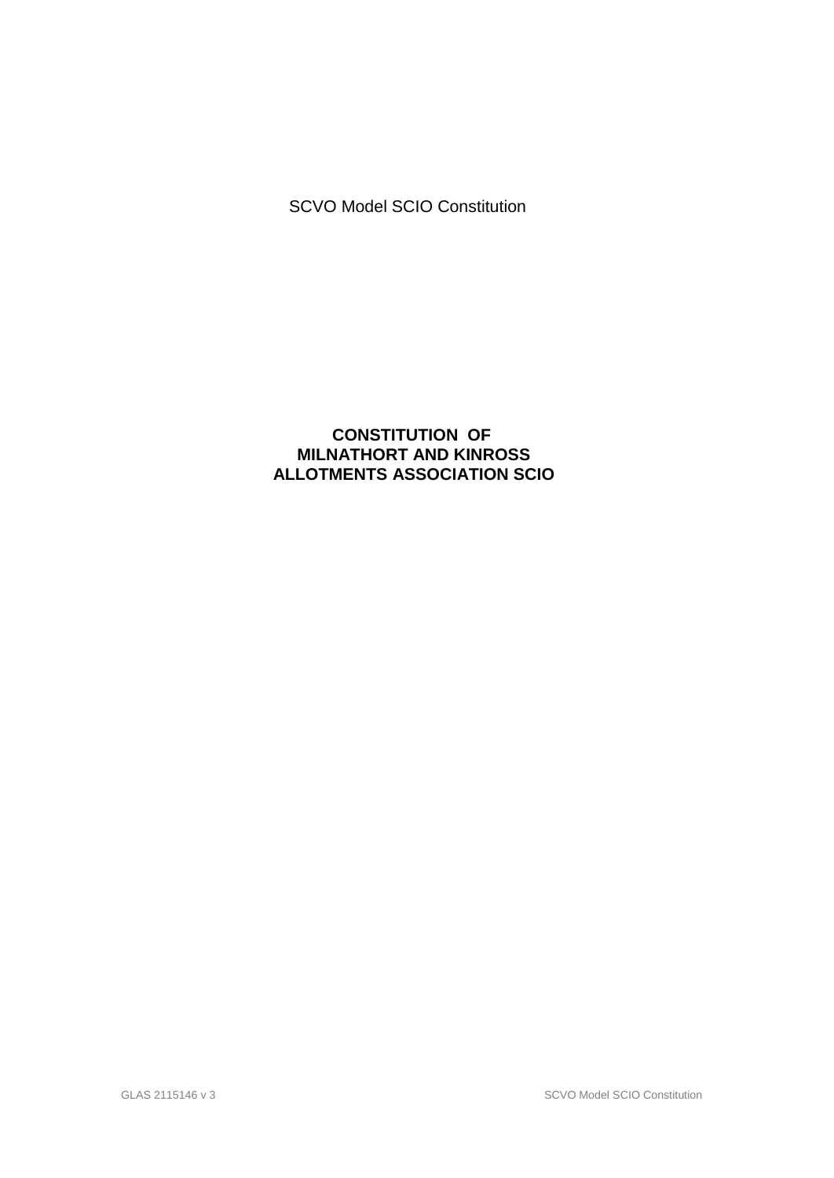SCVO Model SCIO Constitution

# CONSTITUTION OF
# MILNATHORT AND KINROSS
# ALLOTMENTS ASSOCIATION SCIO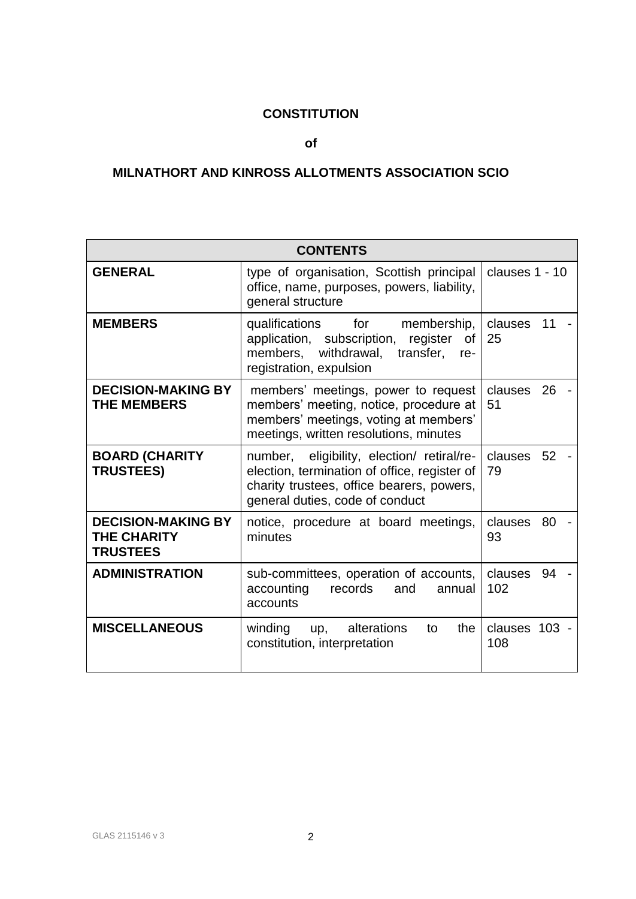**CONSTITUTION**

**of**

**MILNATHORT AND KINROSS ALLOTMENTS ASSOCIATION SCIO**

| CONTENTS | | |
|---|---|---|
| **GENERAL** | type of organisation, Scottish principal office, name, purposes, powers, liability, general structure | clauses 1 - 10 |
| **MEMBERS** | qualifications for membership, application, subscription, register of members, withdrawal, transfer, re-registration, expulsion | clauses 11 - 25 |
| **DECISION-MAKING BY THE MEMBERS** | members' meetings, power to request members' meeting, notice, procedure at members' meetings, voting at members' meetings, written resolutions, minutes | clauses 26 - 51 |
| **BOARD (CHARITY TRUSTEES)** | number, eligibility, election/ retiral/re-election, termination of office, register of charity trustees, office bearers, powers, general duties, code of conduct | clauses 52 - 79 |
| **DECISION-MAKING BY THE CHARITY TRUSTEES** | notice, procedure at board meetings, minutes | clauses 80 - 93 |
| **ADMINISTRATION** | sub-committees, operation of accounts, accounting records and annual accounts | clauses 94 - 102 |
| **MISCELLANEOUS** | winding up, alterations to the constitution, interpretation | clauses 103 - 108 |

GLAS 2115146 v 3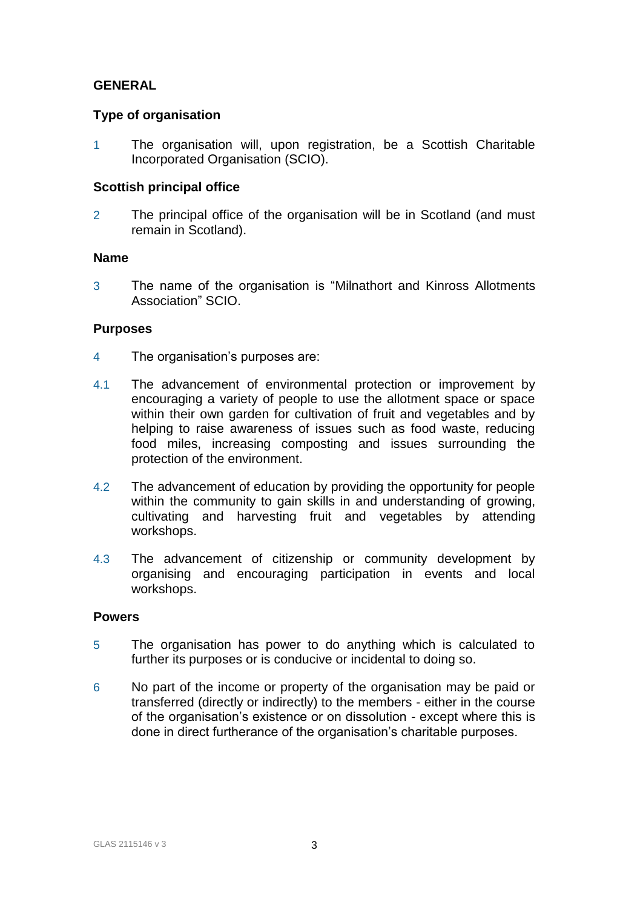## GENERAL

### Type of organisation

1 The organisation will, upon registration, be a Scottish Charitable Incorporated Organisation (SCIO).

### Scottish principal office

2 The principal office of the organisation will be in Scotland (and must remain in Scotland).

### Name

3 The name of the organisation is "Milnathort and Kinross Allotments Association" SCIO.

### Purposes

4 The organisation's purposes are:

4.1 The advancement of environmental protection or improvement by encouraging a variety of people to use the allotment space or space within their own garden for cultivation of fruit and vegetables and by helping to raise awareness of issues such as food waste, reducing food miles, increasing composting and issues surrounding the protection of the environment.

4.2 The advancement of education by providing the opportunity for people within the community to gain skills in and understanding of growing, cultivating and harvesting fruit and vegetables by attending workshops.

4.3 The advancement of citizenship or community development by organising and encouraging participation in events and local workshops.

### Powers

5 The organisation has power to do anything which is calculated to further its purposes or is conducive or incidental to doing so.

6 No part of the income or property of the organisation may be paid or transferred (directly or indirectly) to the members - either in the course of the organisation's existence or on dissolution - except where this is done in direct furtherance of the organisation's charitable purposes.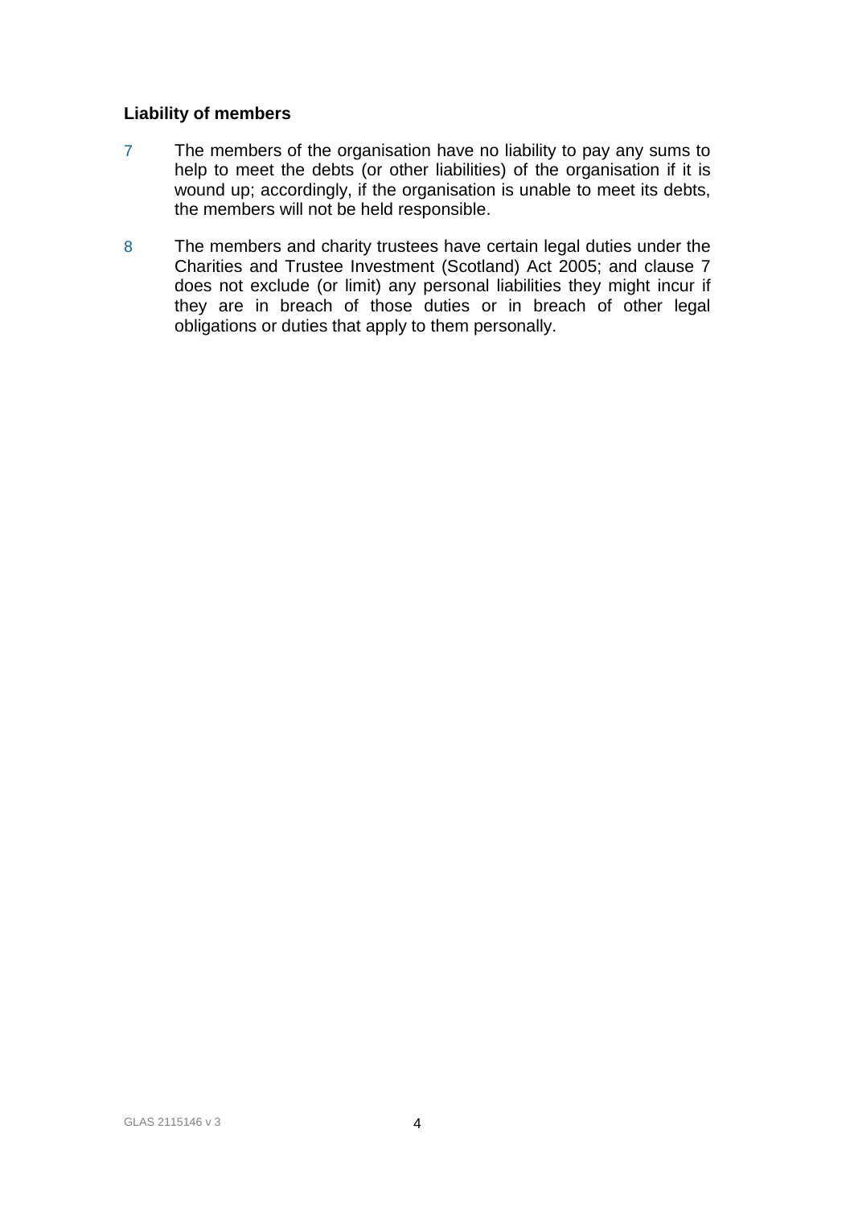**Liability of members**

7 The members of the organisation have no liability to pay any sums to help to meet the debts (or other liabilities) of the organisation if it is wound up; accordingly, if the organisation is unable to meet its debts, the members will not be held responsible.

8 The members and charity trustees have certain legal duties under the Charities and Trustee Investment (Scotland) Act 2005; and clause 7 does not exclude (or limit) any personal liabilities they might incur if they are in breach of those duties or in breach of other legal obligations or duties that apply to them personally.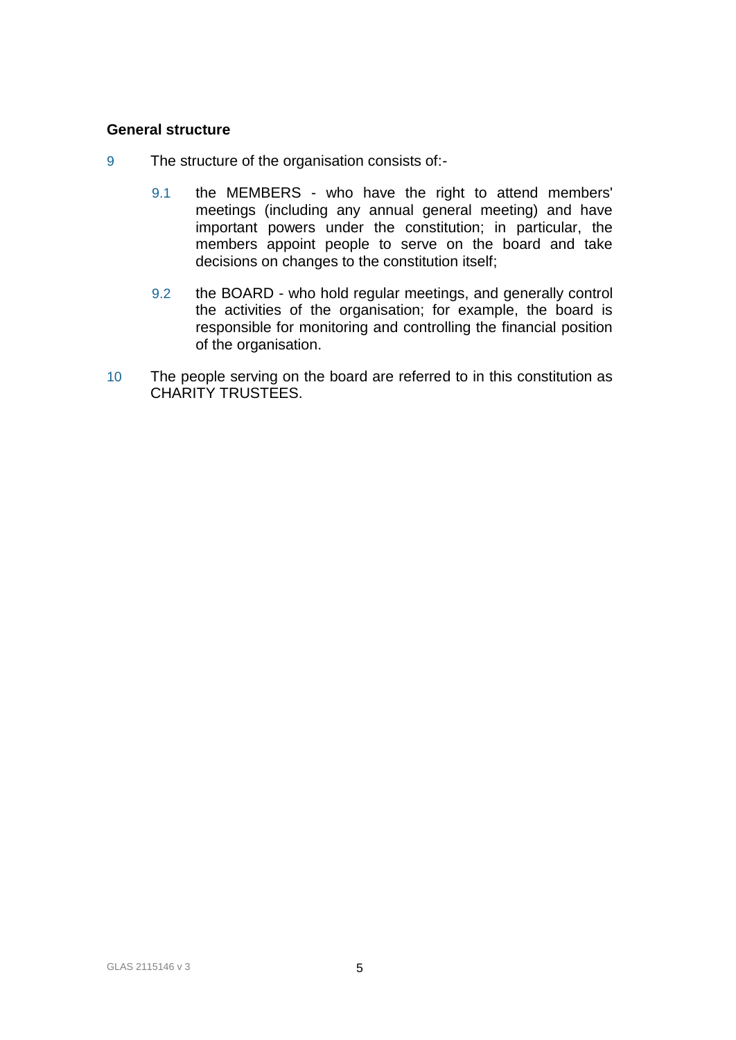### General structure

9 The structure of the organisation consists of:-

9.1 the MEMBERS - who have the right to attend members' meetings (including any annual general meeting) and have important powers under the constitution; in particular, the members appoint people to serve on the board and take decisions on changes to the constitution itself;

9.2 the BOARD - who hold regular meetings, and generally control the activities of the organisation; for example, the board is responsible for monitoring and controlling the financial position of the organisation.

10 The people serving on the board are referred to in this constitution as CHARITY TRUSTEES.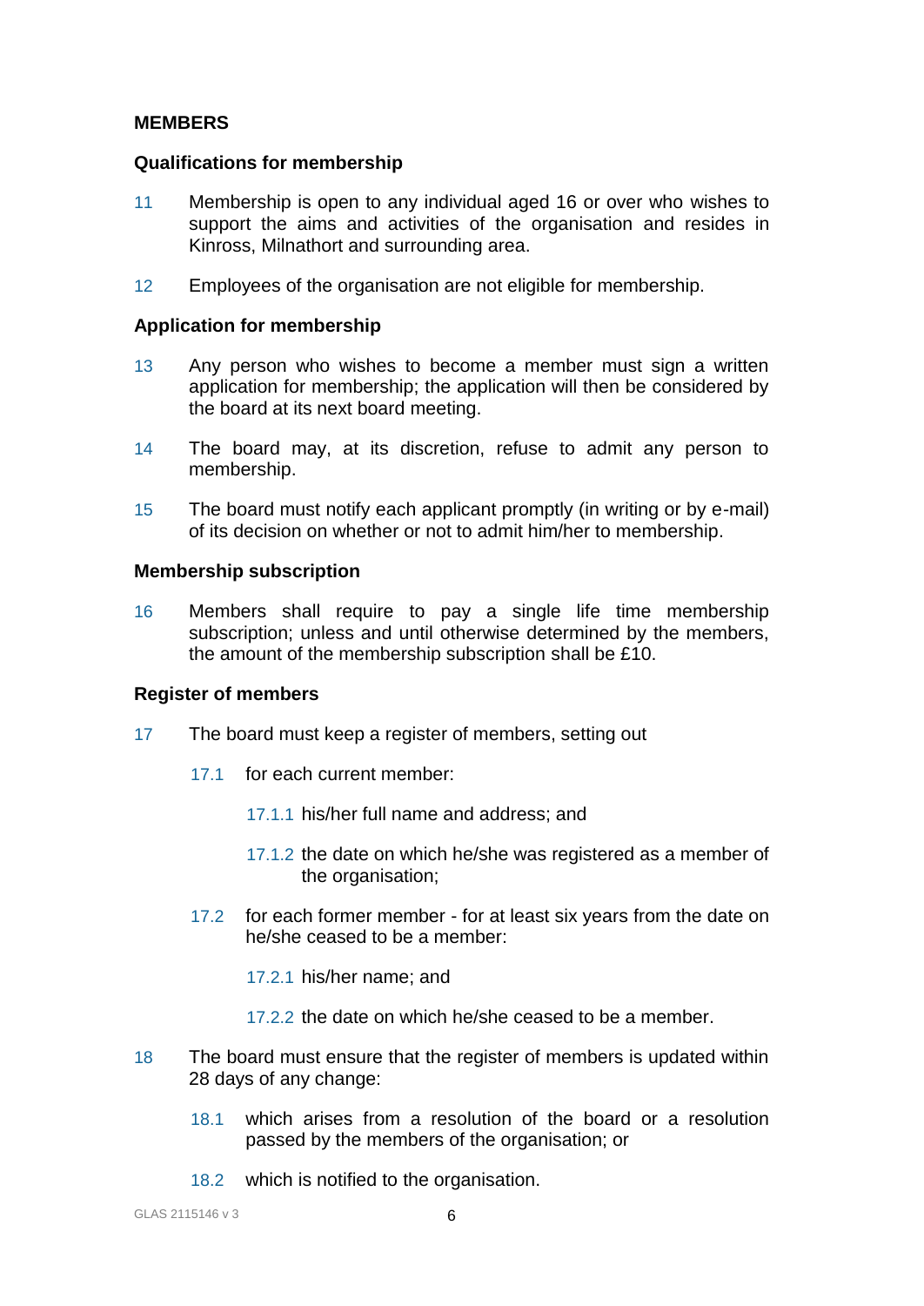## MEMBERS

### Qualifications for membership

11 Membership is open to any individual aged 16 or over who wishes to support the aims and activities of the organisation and resides in Kinross, Milnathort and surrounding area.

12 Employees of the organisation are not eligible for membership.

### Application for membership

13 Any person who wishes to become a member must sign a written application for membership; the application will then be considered by the board at its next board meeting.

14 The board may, at its discretion, refuse to admit any person to membership.

15 The board must notify each applicant promptly (in writing or by e-mail) of its decision on whether or not to admit him/her to membership.

### Membership subscription

16 Members shall require to pay a single life time membership subscription; unless and until otherwise determined by the members, the amount of the membership subscription shall be £10.

### Register of members

17 The board must keep a register of members, setting out

- 17.1 for each current member:
  - 17.1.1 his/her full name and address; and
  - 17.1.2 the date on which he/she was registered as a member of the organisation;
- 17.2 for each former member - for at least six years from the date on he/she ceased to be a member:
  - 17.2.1 his/her name; and
  - 17.2.2 the date on which he/she ceased to be a member.

18 The board must ensure that the register of members is updated within 28 days of any change:

- 18.1 which arises from a resolution of the board or a resolution passed by the members of the organisation; or
- 18.2 which is notified to the organisation.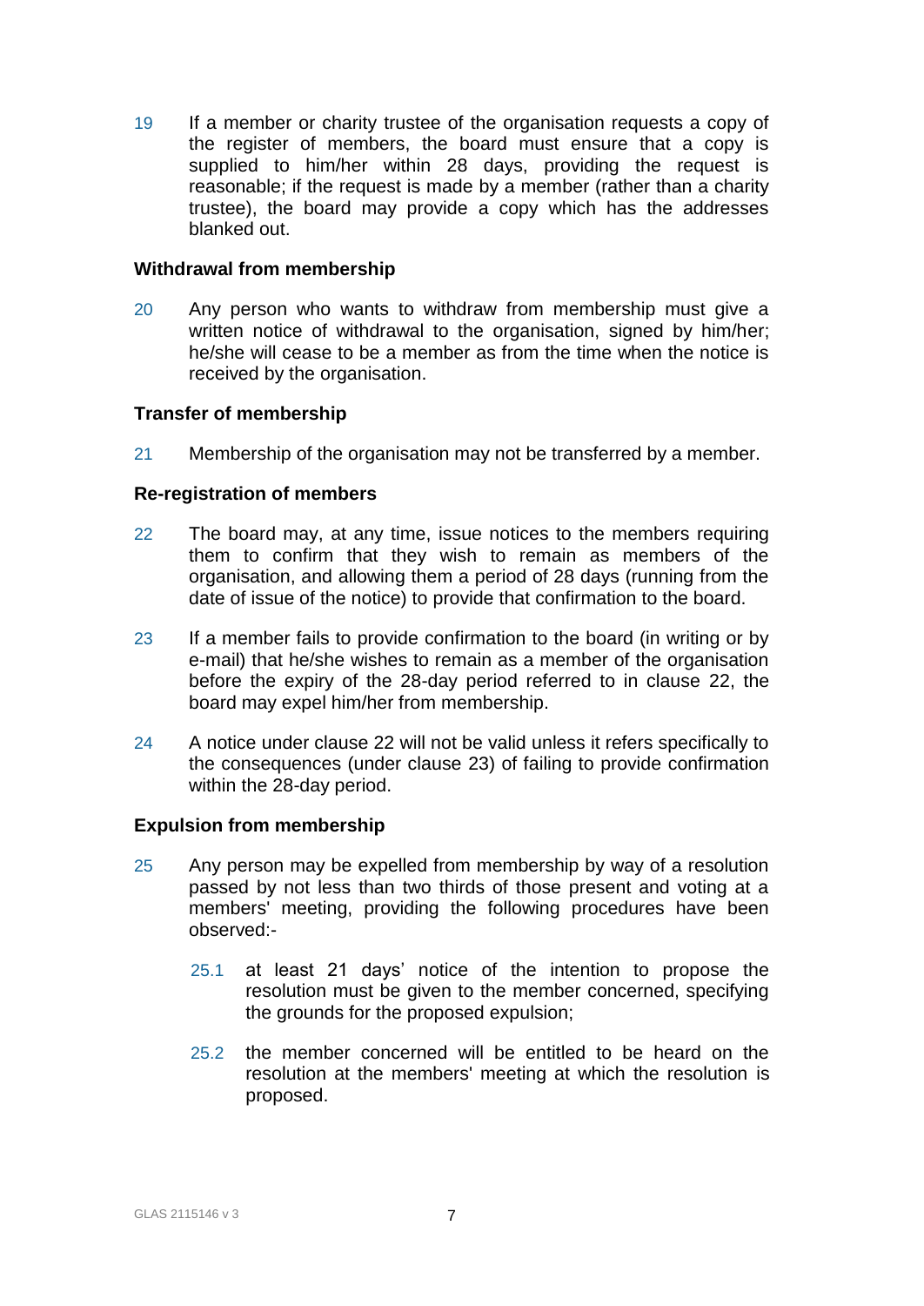19 If a member or charity trustee of the organisation requests a copy of the register of members, the board must ensure that a copy is supplied to him/her within 28 days, providing the request is reasonable; if the request is made by a member (rather than a charity trustee), the board may provide a copy which has the addresses blanked out.

**Withdrawal from membership**

20 Any person who wants to withdraw from membership must give a written notice of withdrawal to the organisation, signed by him/her; he/she will cease to be a member as from the time when the notice is received by the organisation.

**Transfer of membership**

21 Membership of the organisation may not be transferred by a member.

**Re-registration of members**

22 The board may, at any time, issue notices to the members requiring them to confirm that they wish to remain as members of the organisation, and allowing them a period of 28 days (running from the date of issue of the notice) to provide that confirmation to the board.

23 If a member fails to provide confirmation to the board (in writing or by e-mail) that he/she wishes to remain as a member of the organisation before the expiry of the 28-day period referred to in clause 22, the board may expel him/her from membership.

24 A notice under clause 22 will not be valid unless it refers specifically to the consequences (under clause 23) of failing to provide confirmation within the 28-day period.

**Expulsion from membership**

25 Any person may be expelled from membership by way of a resolution passed by not less than two thirds of those present and voting at a members' meeting, providing the following procedures have been observed:-

  25.1 at least 21 days' notice of the intention to propose the resolution must be given to the member concerned, specifying the grounds for the proposed expulsion;

  25.2 the member concerned will be entitled to be heard on the resolution at the members' meeting at which the resolution is proposed.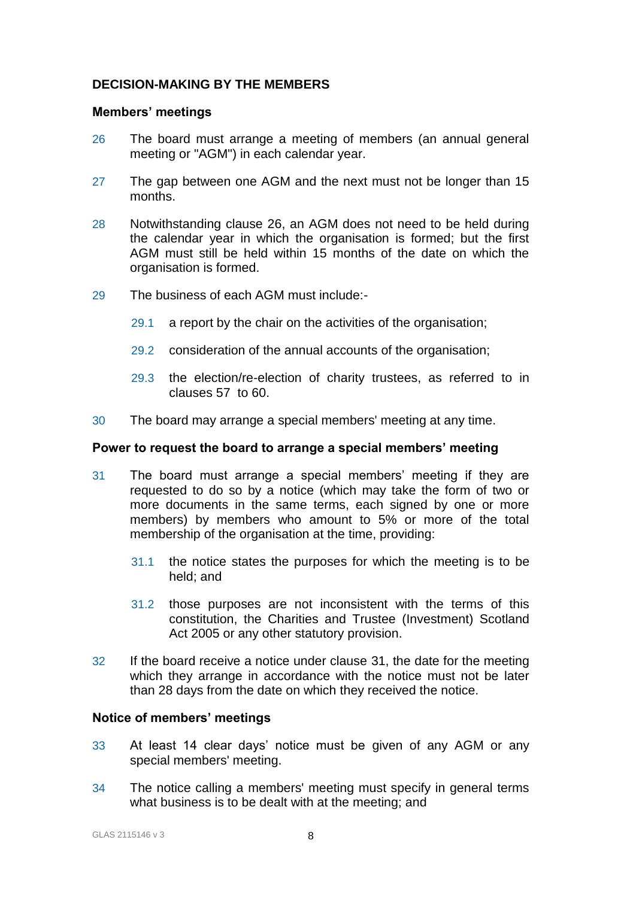## DECISION-MAKING BY THE MEMBERS

### Members' meetings

26 The board must arrange a meeting of members (an annual general meeting or "AGM") in each calendar year.

27 The gap between one AGM and the next must not be longer than 15 months.

28 Notwithstanding clause 26, an AGM does not need to be held during the calendar year in which the organisation is formed; but the first AGM must still be held within 15 months of the date on which the organisation is formed.

29 The business of each AGM must include:-

- 29.1 a report by the chair on the activities of the organisation;
- 29.2 consideration of the annual accounts of the organisation;
- 29.3 the election/re-election of charity trustees, as referred to in clauses 57 to 60.

30 The board may arrange a special members' meeting at any time.

### Power to request the board to arrange a special members' meeting

31 The board must arrange a special members' meeting if they are requested to do so by a notice (which may take the form of two or more documents in the same terms, each signed by one or more members) by members who amount to 5% or more of the total membership of the organisation at the time, providing:

- 31.1 the notice states the purposes for which the meeting is to be held; and
- 31.2 those purposes are not inconsistent with the terms of this constitution, the Charities and Trustee (Investment) Scotland Act 2005 or any other statutory provision.

32 If the board receive a notice under clause 31, the date for the meeting which they arrange in accordance with the notice must not be later than 28 days from the date on which they received the notice.

### Notice of members' meetings

33 At least 14 clear days' notice must be given of any AGM or any special members' meeting.

34 The notice calling a members' meeting must specify in general terms what business is to be dealt with at the meeting; and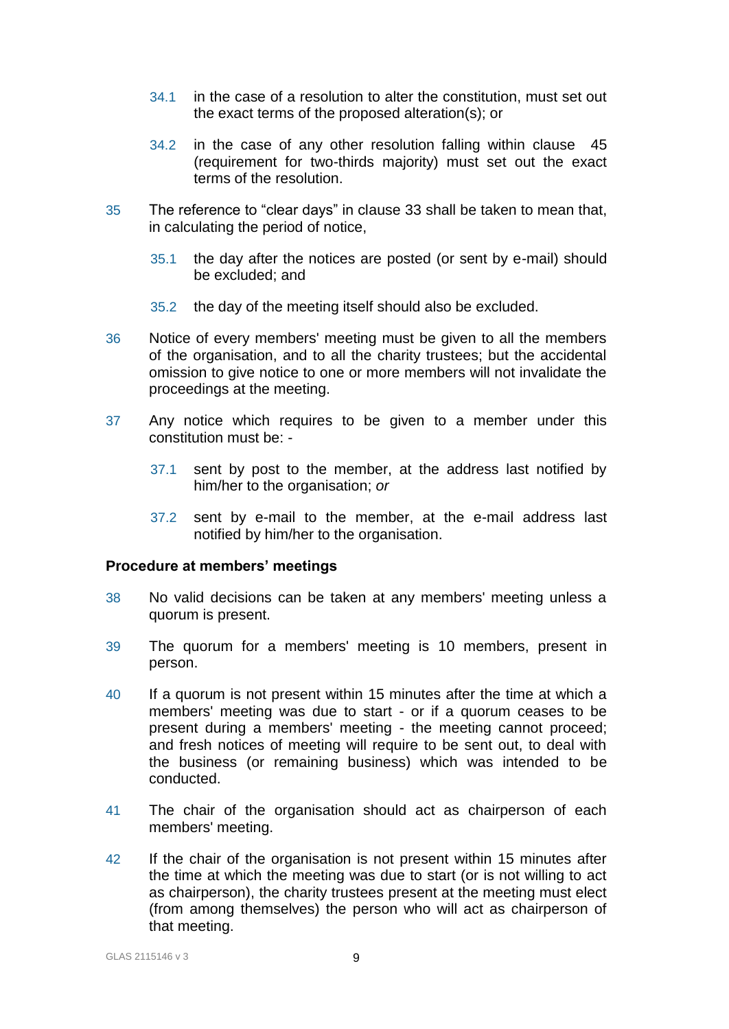34.1 in the case of a resolution to alter the constitution, must set out the exact terms of the proposed alteration(s); or

34.2 in the case of any other resolution falling within clause 45 (requirement for two-thirds majority) must set out the exact terms of the resolution.

35 The reference to “clear days” in clause 33 shall be taken to mean that, in calculating the period of notice,

35.1 the day after the notices are posted (or sent by e-mail) should be excluded; and

35.2 the day of the meeting itself should also be excluded.

36 Notice of every members' meeting must be given to all the members of the organisation, and to all the charity trustees; but the accidental omission to give notice to one or more members will not invalidate the proceedings at the meeting.

37 Any notice which requires to be given to a member under this constitution must be: -

37.1 sent by post to the member, at the address last notified by him/her to the organisation; *or*

37.2 sent by e-mail to the member, at the e-mail address last notified by him/her to the organisation.

**Procedure at members’ meetings**

38 No valid decisions can be taken at any members' meeting unless a quorum is present.

39 The quorum for a members' meeting is 10 members, present in person.

40 If a quorum is not present within 15 minutes after the time at which a members' meeting was due to start - or if a quorum ceases to be present during a members' meeting - the meeting cannot proceed; and fresh notices of meeting will require to be sent out, to deal with the business (or remaining business) which was intended to be conducted.

41 The chair of the organisation should act as chairperson of each members' meeting.

42 If the chair of the organisation is not present within 15 minutes after the time at which the meeting was due to start (or is not willing to act as chairperson), the charity trustees present at the meeting must elect (from among themselves) the person who will act as chairperson of that meeting.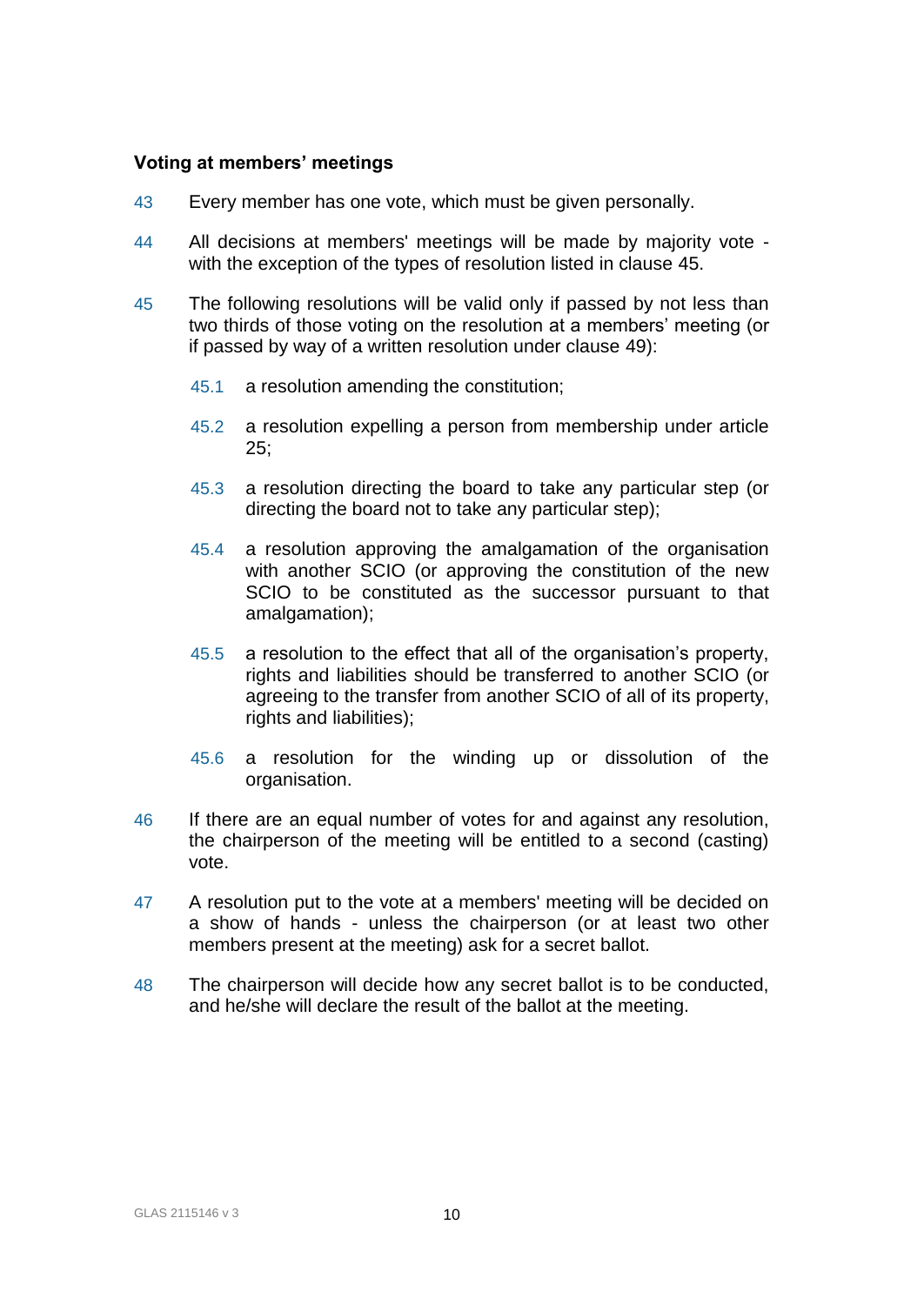### Voting at members' meetings

43 Every member has one vote, which must be given personally.

44 All decisions at members' meetings will be made by majority vote - with the exception of the types of resolution listed in clause 45.

45 The following resolutions will be valid only if passed by not less than two thirds of those voting on the resolution at a members' meeting (or if passed by way of a written resolution under clause 49):

  45.1 a resolution amending the constitution;

  45.2 a resolution expelling a person from membership under article 25;

  45.3 a resolution directing the board to take any particular step (or directing the board not to take any particular step);

  45.4 a resolution approving the amalgamation of the organisation with another SCIO (or approving the constitution of the new SCIO to be constituted as the successor pursuant to that amalgamation);

  45.5 a resolution to the effect that all of the organisation's property, rights and liabilities should be transferred to another SCIO (or agreeing to the transfer from another SCIO of all of its property, rights and liabilities);

  45.6 a resolution for the winding up or dissolution of the organisation.

46 If there are an equal number of votes for and against any resolution, the chairperson of the meeting will be entitled to a second (casting) vote.

47 A resolution put to the vote at a members' meeting will be decided on a show of hands - unless the chairperson (or at least two other members present at the meeting) ask for a secret ballot.

48 The chairperson will decide how any secret ballot is to be conducted, and he/she will declare the result of the ballot at the meeting.

GLAS 2115146 v 3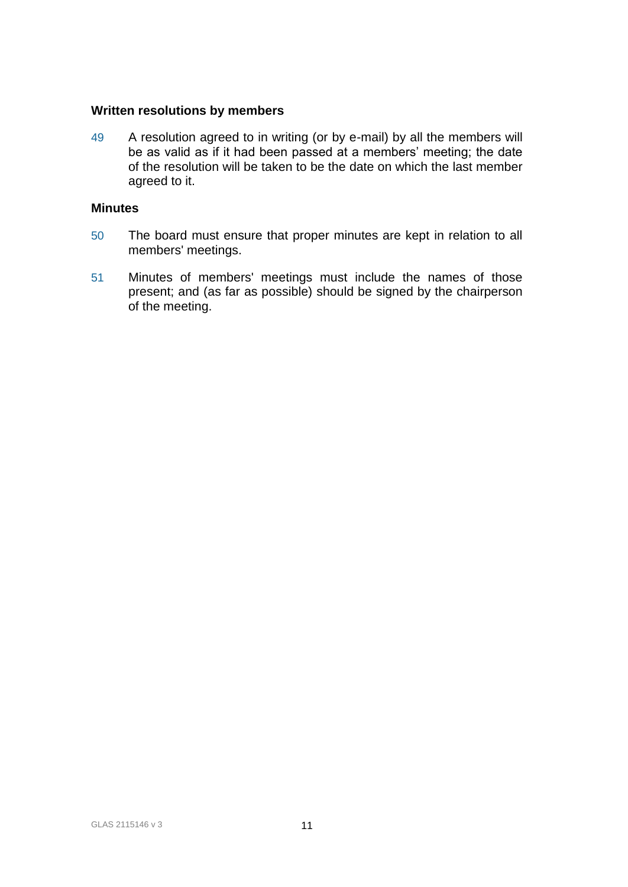### Written resolutions by members

49 A resolution agreed to in writing (or by e-mail) by all the members will be as valid as if it had been passed at a members' meeting; the date of the resolution will be taken to be the date on which the last member agreed to it.

### Minutes

50 The board must ensure that proper minutes are kept in relation to all members' meetings.

51 Minutes of members' meetings must include the names of those present; and (as far as possible) should be signed by the chairperson of the meeting.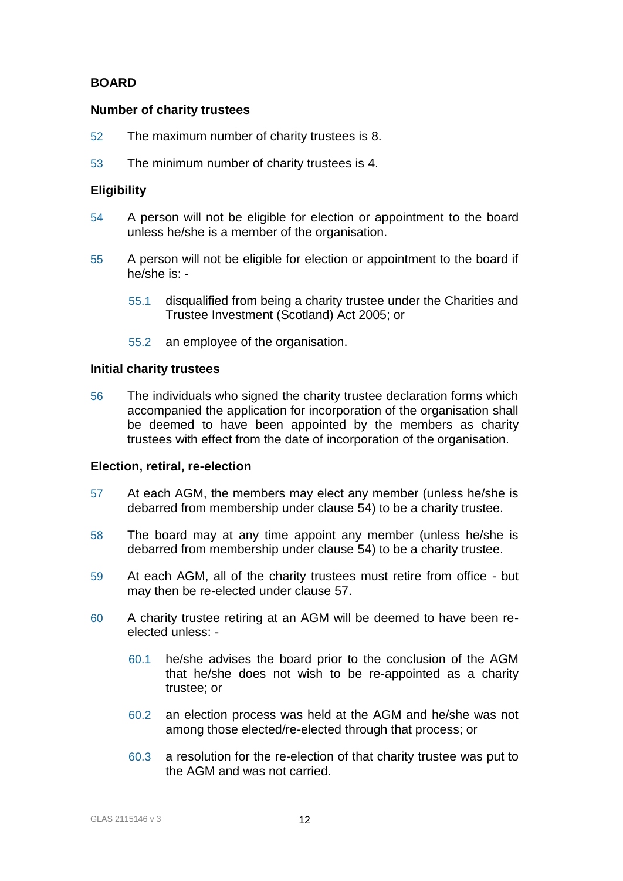**BOARD**

**Number of charity trustees**

52 The maximum number of charity trustees is 8.

53 The minimum number of charity trustees is 4.

**Eligibility**

54 A person will not be eligible for election or appointment to the board unless he/she is a member of the organisation.

55 A person will not be eligible for election or appointment to the board if he/she is: -

55.1 disqualified from being a charity trustee under the Charities and Trustee Investment (Scotland) Act 2005; or

55.2 an employee of the organisation.

**Initial charity trustees**

56 The individuals who signed the charity trustee declaration forms which accompanied the application for incorporation of the organisation shall be deemed to have been appointed by the members as charity trustees with effect from the date of incorporation of the organisation.

**Election, retiral, re-election**

57 At each AGM, the members may elect any member (unless he/she is debarred from membership under clause 54) to be a charity trustee.

58 The board may at any time appoint any member (unless he/she is debarred from membership under clause 54) to be a charity trustee.

59 At each AGM, all of the charity trustees must retire from office - but may then be re-elected under clause 57.

60 A charity trustee retiring at an AGM will be deemed to have been re-elected unless: -

60.1 he/she advises the board prior to the conclusion of the AGM that he/she does not wish to be re-appointed as a charity trustee; or

60.2 an election process was held at the AGM and he/she was not among those elected/re-elected through that process; or

60.3 a resolution for the re-election of that charity trustee was put to the AGM and was not carried.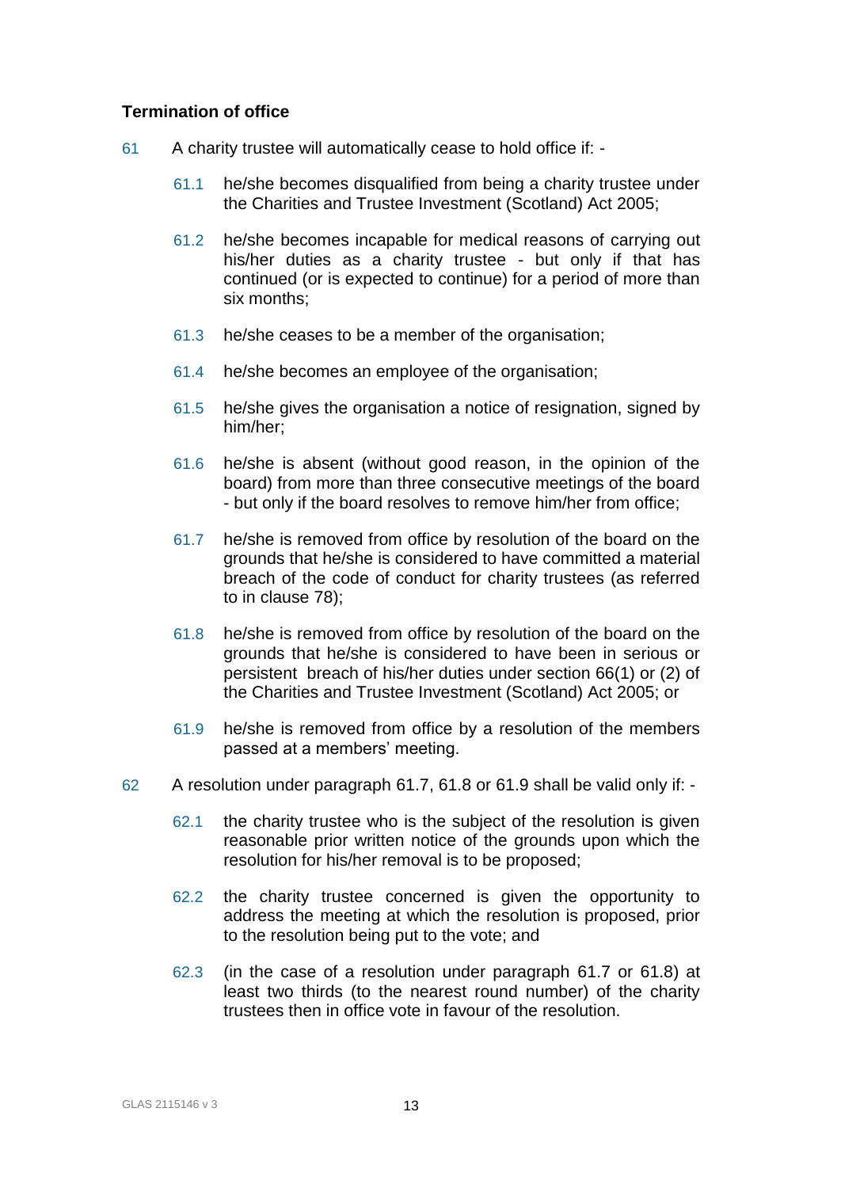**Termination of office**

61 A charity trustee will automatically cease to hold office if: -

61.1 he/she becomes disqualified from being a charity trustee under the Charities and Trustee Investment (Scotland) Act 2005;

61.2 he/she becomes incapable for medical reasons of carrying out his/her duties as a charity trustee - but only if that has continued (or is expected to continue) for a period of more than six months;

61.3 he/she ceases to be a member of the organisation;

61.4 he/she becomes an employee of the organisation;

61.5 he/she gives the organisation a notice of resignation, signed by him/her;

61.6 he/she is absent (without good reason, in the opinion of the board) from more than three consecutive meetings of the board - but only if the board resolves to remove him/her from office;

61.7 he/she is removed from office by resolution of the board on the grounds that he/she is considered to have committed a material breach of the code of conduct for charity trustees (as referred to in clause 78);

61.8 he/she is removed from office by resolution of the board on the grounds that he/she is considered to have been in serious or persistent breach of his/her duties under section 66(1) or (2) of the Charities and Trustee Investment (Scotland) Act 2005; or

61.9 he/she is removed from office by a resolution of the members passed at a members' meeting.

62 A resolution under paragraph 61.7, 61.8 or 61.9 shall be valid only if: -

62.1 the charity trustee who is the subject of the resolution is given reasonable prior written notice of the grounds upon which the resolution for his/her removal is to be proposed;

62.2 the charity trustee concerned is given the opportunity to address the meeting at which the resolution is proposed, prior to the resolution being put to the vote; and

62.3 (in the case of a resolution under paragraph 61.7 or 61.8) at least two thirds (to the nearest round number) of the charity trustees then in office vote in favour of the resolution.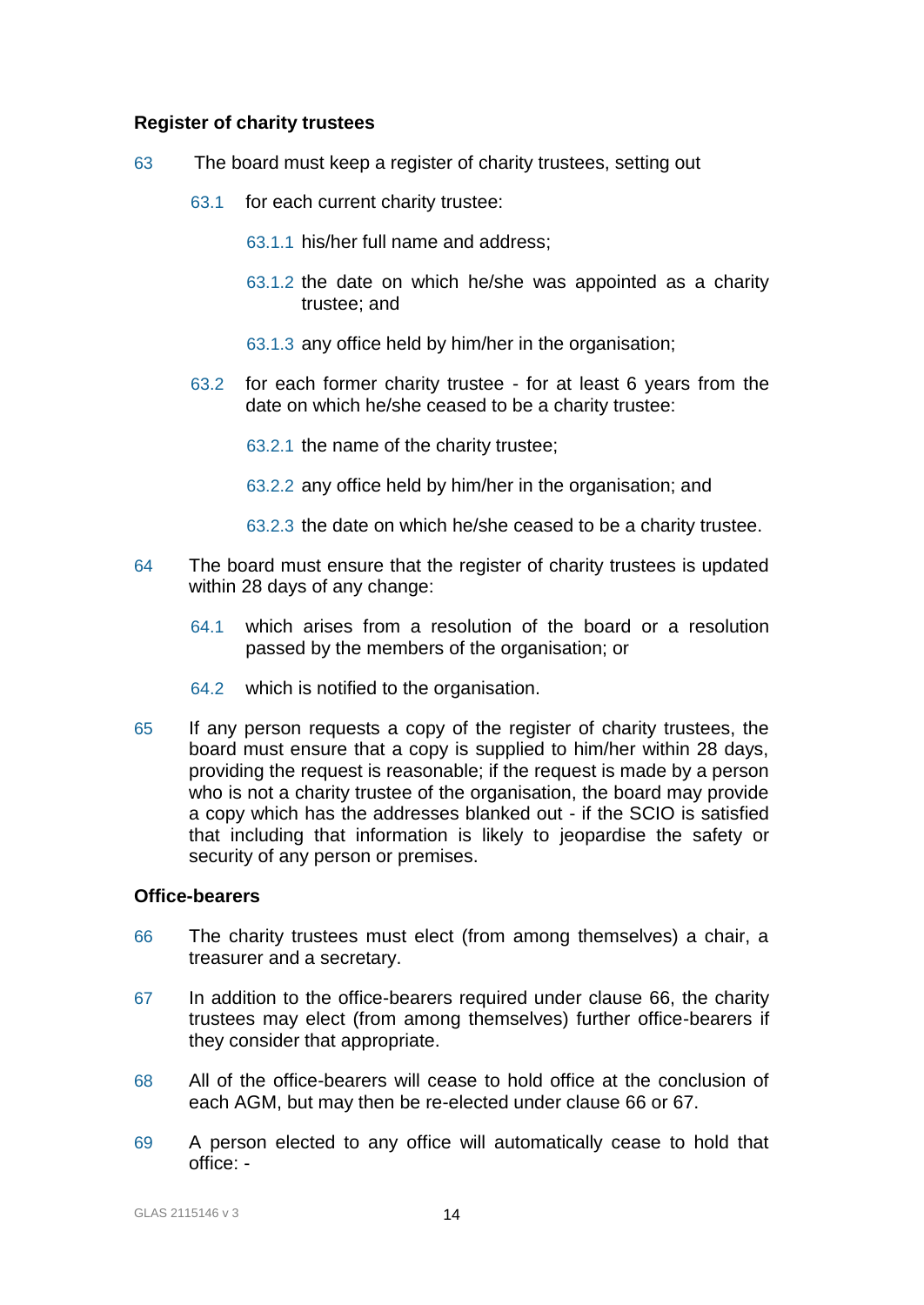### Register of charity trustees

63 The board must keep a register of charity trustees, setting out

63.1 for each current charity trustee:

63.1.1 his/her full name and address;

63.1.2 the date on which he/she was appointed as a charity trustee; and

63.1.3 any office held by him/her in the organisation;

63.2 for each former charity trustee - for at least 6 years from the date on which he/she ceased to be a charity trustee:

63.2.1 the name of the charity trustee;

63.2.2 any office held by him/her in the organisation; and

63.2.3 the date on which he/she ceased to be a charity trustee.

64 The board must ensure that the register of charity trustees is updated within 28 days of any change:

64.1 which arises from a resolution of the board or a resolution passed by the members of the organisation; or

64.2 which is notified to the organisation.

65 If any person requests a copy of the register of charity trustees, the board must ensure that a copy is supplied to him/her within 28 days, providing the request is reasonable; if the request is made by a person who is not a charity trustee of the organisation, the board may provide a copy which has the addresses blanked out - if the SCIO is satisfied that including that information is likely to jeopardise the safety or security of any person or premises.

### Office-bearers

66 The charity trustees must elect (from among themselves) a chair, a treasurer and a secretary.

67 In addition to the office-bearers required under clause 66, the charity trustees may elect (from among themselves) further office-bearers if they consider that appropriate.

68 All of the office-bearers will cease to hold office at the conclusion of each AGM, but may then be re-elected under clause 66 or 67.

69 A person elected to any office will automatically cease to hold that office: -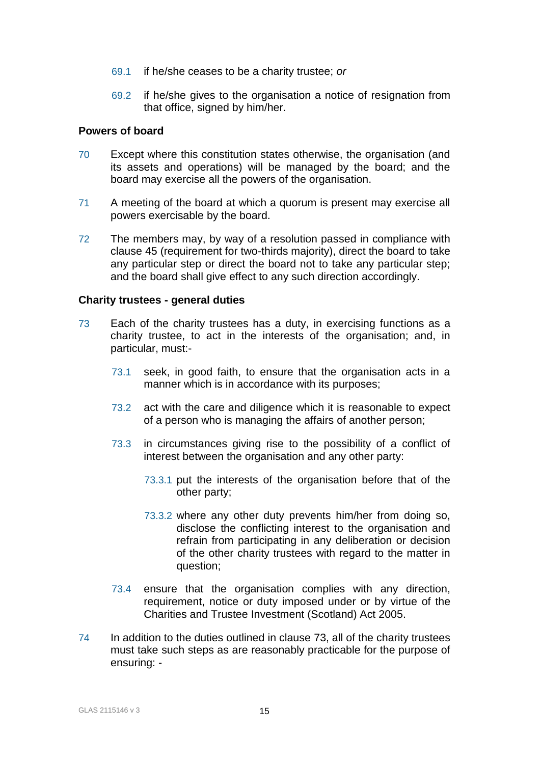69.1 if he/she ceases to be a charity trustee; *or*

69.2 if he/she gives to the organisation a notice of resignation from that office, signed by him/her.

**Powers of board**

70 Except where this constitution states otherwise, the organisation (and its assets and operations) will be managed by the board; and the board may exercise all the powers of the organisation.

71 A meeting of the board at which a quorum is present may exercise all powers exercisable by the board.

72 The members may, by way of a resolution passed in compliance with clause 45 (requirement for two-thirds majority), direct the board to take any particular step or direct the board not to take any particular step; and the board shall give effect to any such direction accordingly.

**Charity trustees - general duties**

73 Each of the charity trustees has a duty, in exercising functions as a charity trustee, to act in the interests of the organisation; and, in particular, must:-

73.1 seek, in good faith, to ensure that the organisation acts in a manner which is in accordance with its purposes;

73.2 act with the care and diligence which it is reasonable to expect of a person who is managing the affairs of another person;

73.3 in circumstances giving rise to the possibility of a conflict of interest between the organisation and any other party:

73.3.1 put the interests of the organisation before that of the other party;

73.3.2 where any other duty prevents him/her from doing so, disclose the conflicting interest to the organisation and refrain from participating in any deliberation or decision of the other charity trustees with regard to the matter in question;

73.4 ensure that the organisation complies with any direction, requirement, notice or duty imposed under or by virtue of the Charities and Trustee Investment (Scotland) Act 2005.

74 In addition to the duties outlined in clause 73, all of the charity trustees must take such steps as are reasonably practicable for the purpose of ensuring: -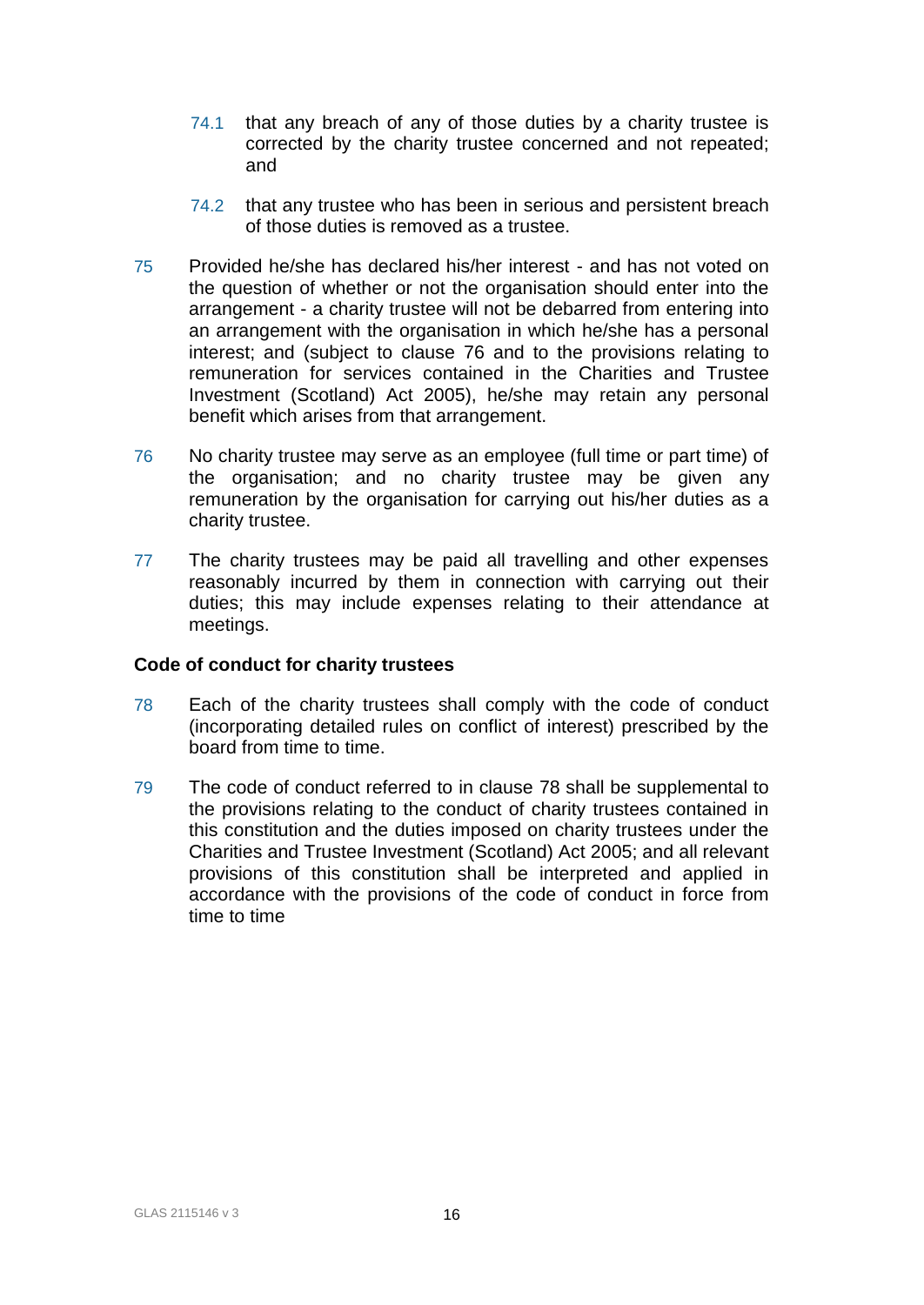74.1 that any breach of any of those duties by a charity trustee is corrected by the charity trustee concerned and not repeated; and

74.2 that any trustee who has been in serious and persistent breach of those duties is removed as a trustee.

75 Provided he/she has declared his/her interest - and has not voted on the question of whether or not the organisation should enter into the arrangement - a charity trustee will not be debarred from entering into an arrangement with the organisation in which he/she has a personal interest; and (subject to clause 76 and to the provisions relating to remuneration for services contained in the Charities and Trustee Investment (Scotland) Act 2005), he/she may retain any personal benefit which arises from that arrangement.

76 No charity trustee may serve as an employee (full time or part time) of the organisation; and no charity trustee may be given any remuneration by the organisation for carrying out his/her duties as a charity trustee.

77 The charity trustees may be paid all travelling and other expenses reasonably incurred by them in connection with carrying out their duties; this may include expenses relating to their attendance at meetings.

**Code of conduct for charity trustees**

78 Each of the charity trustees shall comply with the code of conduct (incorporating detailed rules on conflict of interest) prescribed by the board from time to time.

79 The code of conduct referred to in clause 78 shall be supplemental to the provisions relating to the conduct of charity trustees contained in this constitution and the duties imposed on charity trustees under the Charities and Trustee Investment (Scotland) Act 2005; and all relevant provisions of this constitution shall be interpreted and applied in accordance with the provisions of the code of conduct in force from time to time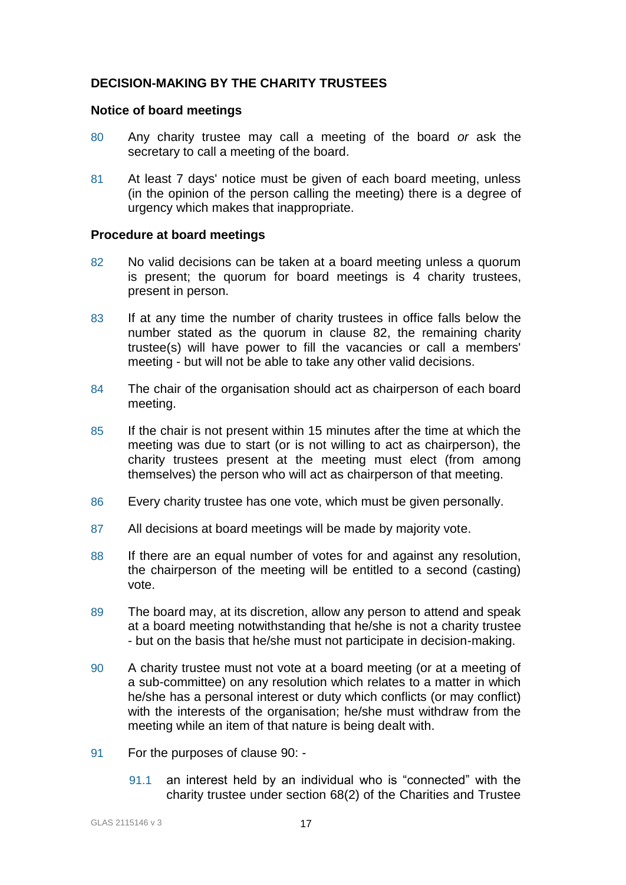## DECISION-MAKING BY THE CHARITY TRUSTEES

### Notice of board meetings

80 Any charity trustee may call a meeting of the board *or* ask the secretary to call a meeting of the board.

81 At least 7 days' notice must be given of each board meeting, unless (in the opinion of the person calling the meeting) there is a degree of urgency which makes that inappropriate.

### Procedure at board meetings

82 No valid decisions can be taken at a board meeting unless a quorum is present; the quorum for board meetings is 4 charity trustees, present in person.

83 If at any time the number of charity trustees in office falls below the number stated as the quorum in clause 82, the remaining charity trustee(s) will have power to fill the vacancies or call a members' meeting - but will not be able to take any other valid decisions.

84 The chair of the organisation should act as chairperson of each board meeting.

85 If the chair is not present within 15 minutes after the time at which the meeting was due to start (or is not willing to act as chairperson), the charity trustees present at the meeting must elect (from among themselves) the person who will act as chairperson of that meeting.

86 Every charity trustee has one vote, which must be given personally.

87 All decisions at board meetings will be made by majority vote.

88 If there are an equal number of votes for and against any resolution, the chairperson of the meeting will be entitled to a second (casting) vote.

89 The board may, at its discretion, allow any person to attend and speak at a board meeting notwithstanding that he/she is not a charity trustee - but on the basis that he/she must not participate in decision-making.

90 A charity trustee must not vote at a board meeting (or at a meeting of a sub-committee) on any resolution which relates to a matter in which he/she has a personal interest or duty which conflicts (or may conflict) with the interests of the organisation; he/she must withdraw from the meeting while an item of that nature is being dealt with.

91 For the purposes of clause 90: -

91.1 an interest held by an individual who is "connected" with the charity trustee under section 68(2) of the Charities and Trustee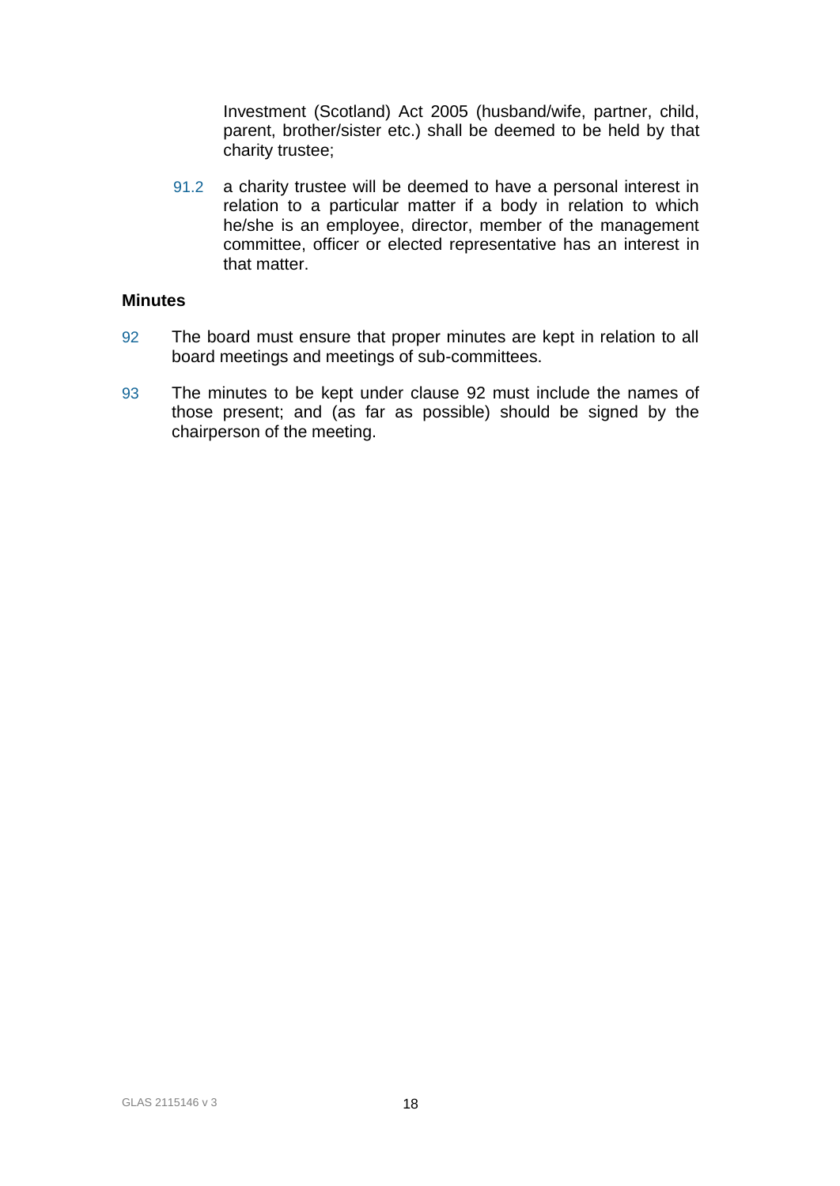Investment (Scotland) Act 2005 (husband/wife, partner, child, parent, brother/sister etc.) shall be deemed to be held by that charity trustee;

91.2 a charity trustee will be deemed to have a personal interest in relation to a particular matter if a body in relation to which he/she is an employee, director, member of the management committee, officer or elected representative has an interest in that matter.

**Minutes**

92 The board must ensure that proper minutes are kept in relation to all board meetings and meetings of sub-committees.

93 The minutes to be kept under clause 92 must include the names of those present; and (as far as possible) should be signed by the chairperson of the meeting.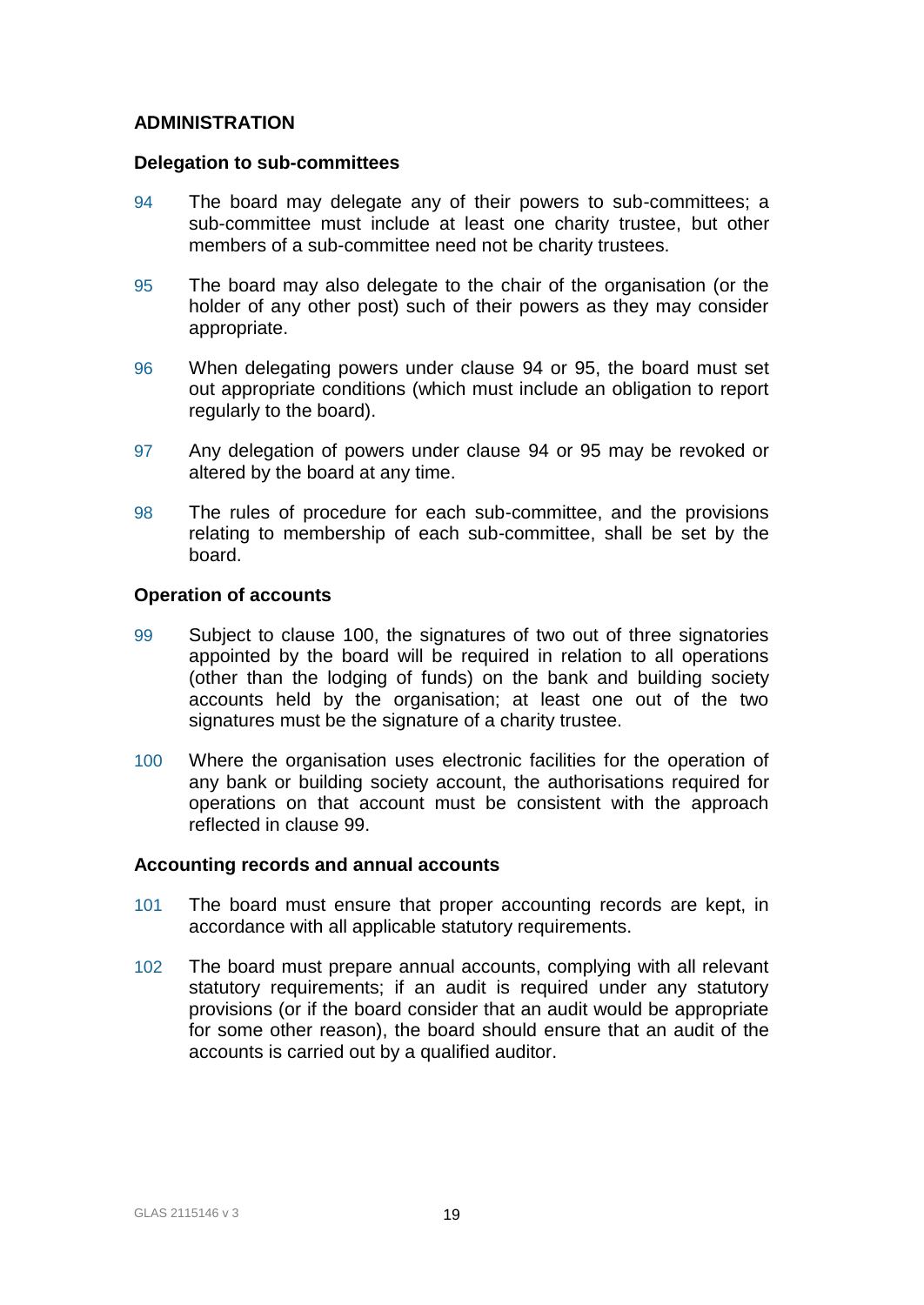## ADMINISTRATION

### Delegation to sub-committees

94 The board may delegate any of their powers to sub-committees; a sub-committee must include at least one charity trustee, but other members of a sub-committee need not be charity trustees.

95 The board may also delegate to the chair of the organisation (or the holder of any other post) such of their powers as they may consider appropriate.

96 When delegating powers under clause 94 or 95, the board must set out appropriate conditions (which must include an obligation to report regularly to the board).

97 Any delegation of powers under clause 94 or 95 may be revoked or altered by the board at any time.

98 The rules of procedure for each sub-committee, and the provisions relating to membership of each sub-committee, shall be set by the board.

### Operation of accounts

99 Subject to clause 100, the signatures of two out of three signatories appointed by the board will be required in relation to all operations (other than the lodging of funds) on the bank and building society accounts held by the organisation; at least one out of the two signatures must be the signature of a charity trustee.

100 Where the organisation uses electronic facilities for the operation of any bank or building society account, the authorisations required for operations on that account must be consistent with the approach reflected in clause 99.

### Accounting records and annual accounts

101 The board must ensure that proper accounting records are kept, in accordance with all applicable statutory requirements.

102 The board must prepare annual accounts, complying with all relevant statutory requirements; if an audit is required under any statutory provisions (or if the board consider that an audit would be appropriate for some other reason), the board should ensure that an audit of the accounts is carried out by a qualified auditor.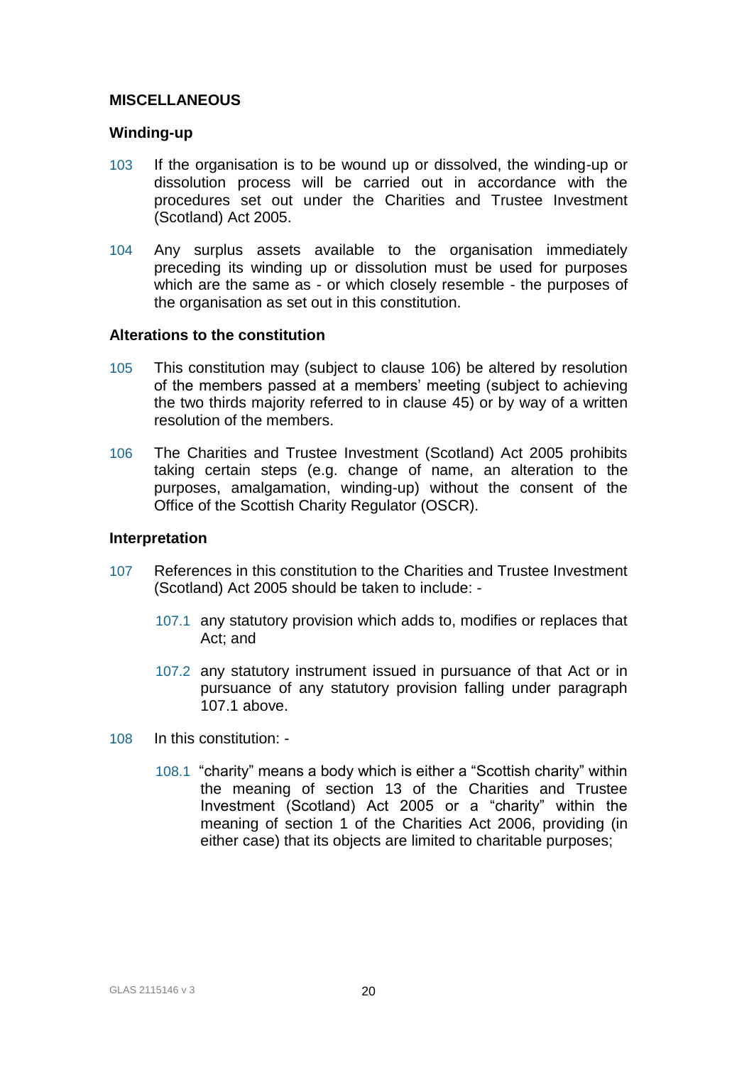## MISCELLANEOUS

### Winding-up

103 If the organisation is to be wound up or dissolved, the winding-up or dissolution process will be carried out in accordance with the procedures set out under the Charities and Trustee Investment (Scotland) Act 2005.

104 Any surplus assets available to the organisation immediately preceding its winding up or dissolution must be used for purposes which are the same as - or which closely resemble - the purposes of the organisation as set out in this constitution.

### Alterations to the constitution

105 This constitution may (subject to clause 106) be altered by resolution of the members passed at a members' meeting (subject to achieving the two thirds majority referred to in clause 45) or by way of a written resolution of the members.

106 The Charities and Trustee Investment (Scotland) Act 2005 prohibits taking certain steps (e.g. change of name, an alteration to the purposes, amalgamation, winding-up) without the consent of the Office of the Scottish Charity Regulator (OSCR).

### Interpretation

107 References in this constitution to the Charities and Trustee Investment (Scotland) Act 2005 should be taken to include: -

> 107.1 any statutory provision which adds to, modifies or replaces that Act; and
>
> 107.2 any statutory instrument issued in pursuance of that Act or in pursuance of any statutory provision falling under paragraph 107.1 above.

108 In this constitution: -

> 108.1 "charity" means a body which is either a "Scottish charity" within the meaning of section 13 of the Charities and Trustee Investment (Scotland) Act 2005 or a "charity" within the meaning of section 1 of the Charities Act 2006, providing (in either case) that its objects are limited to charitable purposes;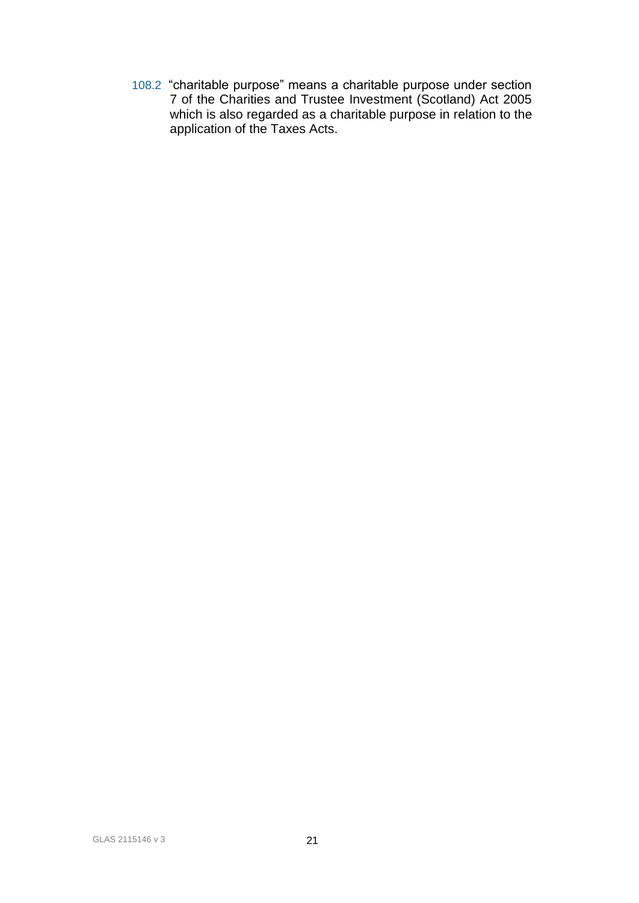108.2 "charitable purpose" means a charitable purpose under section 7 of the Charities and Trustee Investment (Scotland) Act 2005 which is also regarded as a charitable purpose in relation to the application of the Taxes Acts.